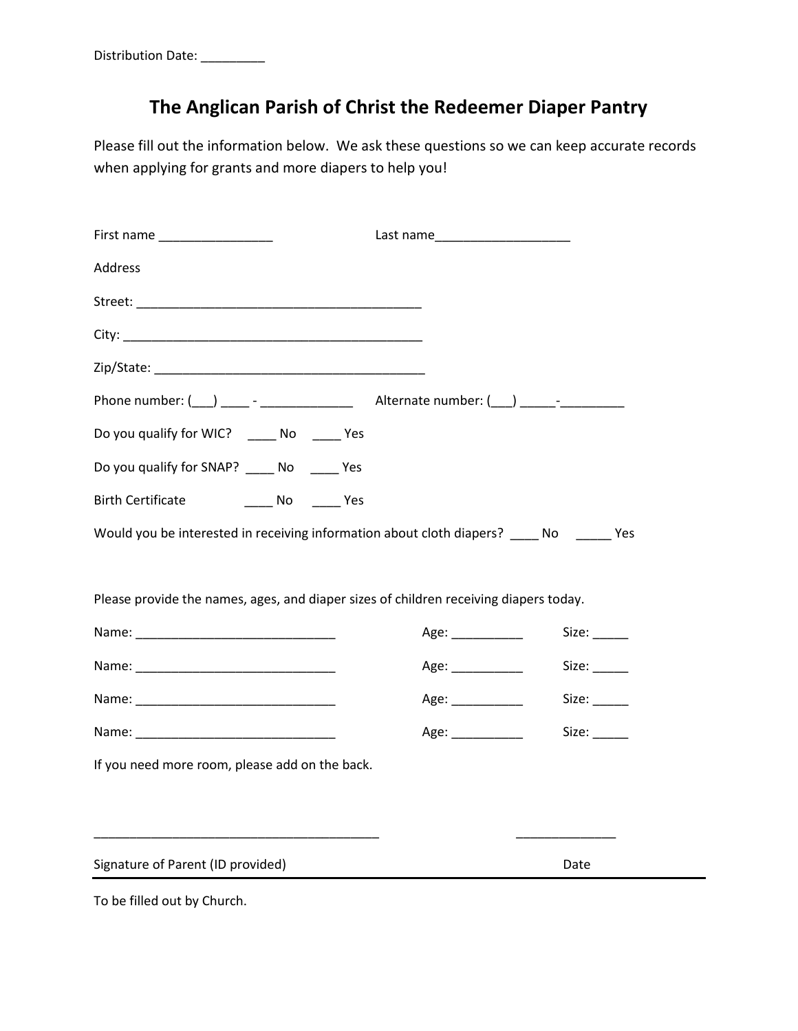Distribution Date: _________

# The Anglican Parish of Christ the Redeemer Diaper Pantry

Please fill out the information below. We ask these questions so we can keep accurate records when applying for grants and more diapers to help you!

First name ________________ Last name___________________

Address

Street: _________________________________________

City: ___________________________________________

Zip/State: ______________________________________

Phone number: (___) ____ - _____________ Alternate number: (___) _____-_________

Do you qualify for WIC? ____ No ____ Yes

Do you qualify for SNAP? ____ No ____ Yes

Birth Certificate ____ No ____ Yes

Would you be interested in receiving information about cloth diapers? ____ No _____ Yes

Please provide the names, ages, and diaper sizes of children receiving diapers today.

Name: _____________________________ Age: __________ Size: _____

Name: _____________________________ Age: __________ Size: _____

Name: _____________________________ Age: __________ Size: _____

Name: _____________________________ Age: __________ Size: _____

If you need more room, please add on the back.

_________________________________________ ______________

Signature of Parent (ID provided) Date

---

To be filled out by Church.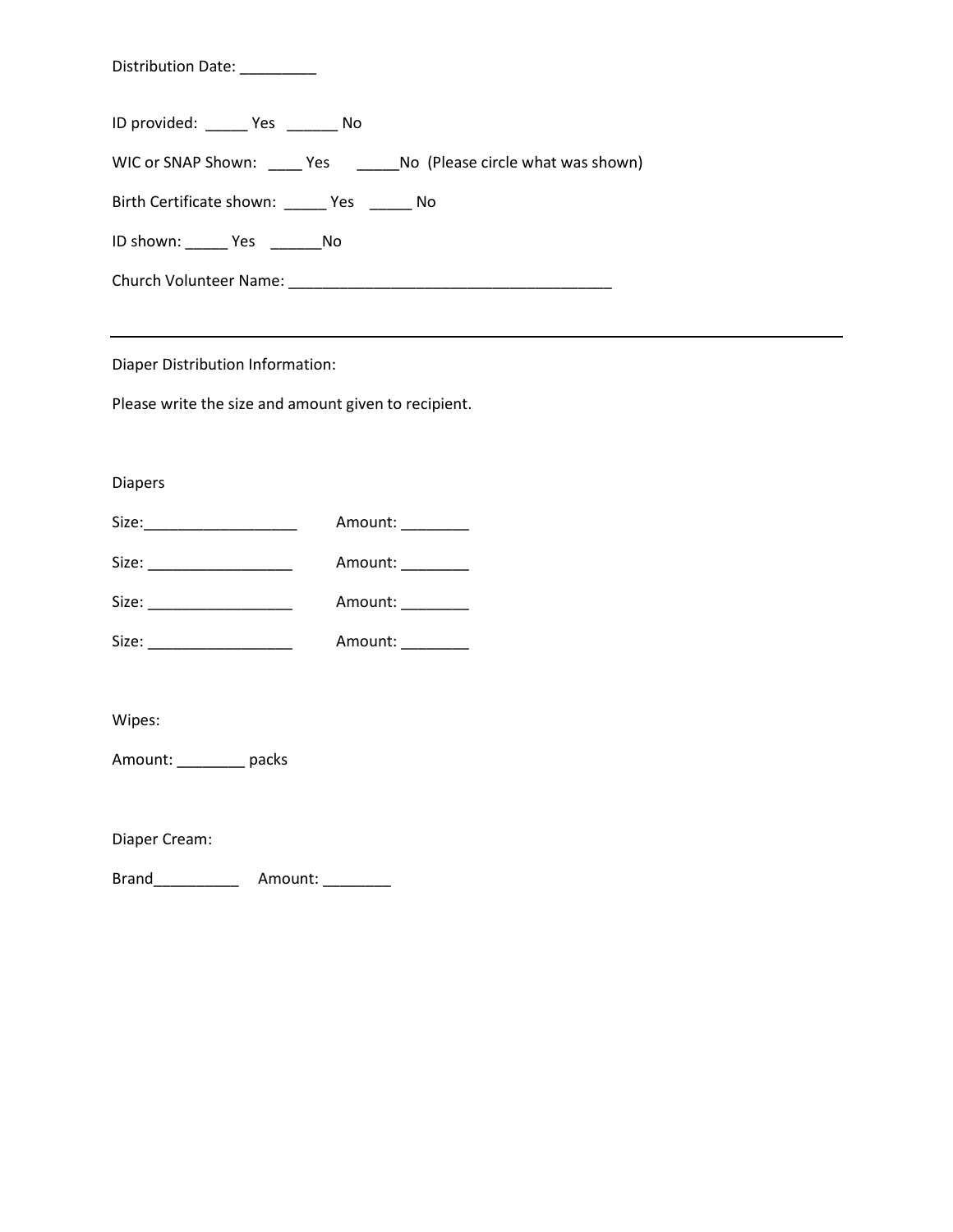Distribution Date: _________

ID provided: _____ Yes ______ No

WIC or SNAP Shown: ____ Yes _____No (Please circle what was shown)

Birth Certificate shown: _____ Yes _____ No

ID shown: _____ Yes ______No

Church Volunteer Name: _______________________________________

---

Diaper Distribution Information:

Please write the size and amount given to recipient.

Diapers

Size:___________________ Amount: ________

Size: _________________ Amount: ________

Size: _________________ Amount: ________

Size: _________________ Amount: ________

Wipes:

Amount: ________ packs

Diaper Cream:

Brand__________ Amount: ________